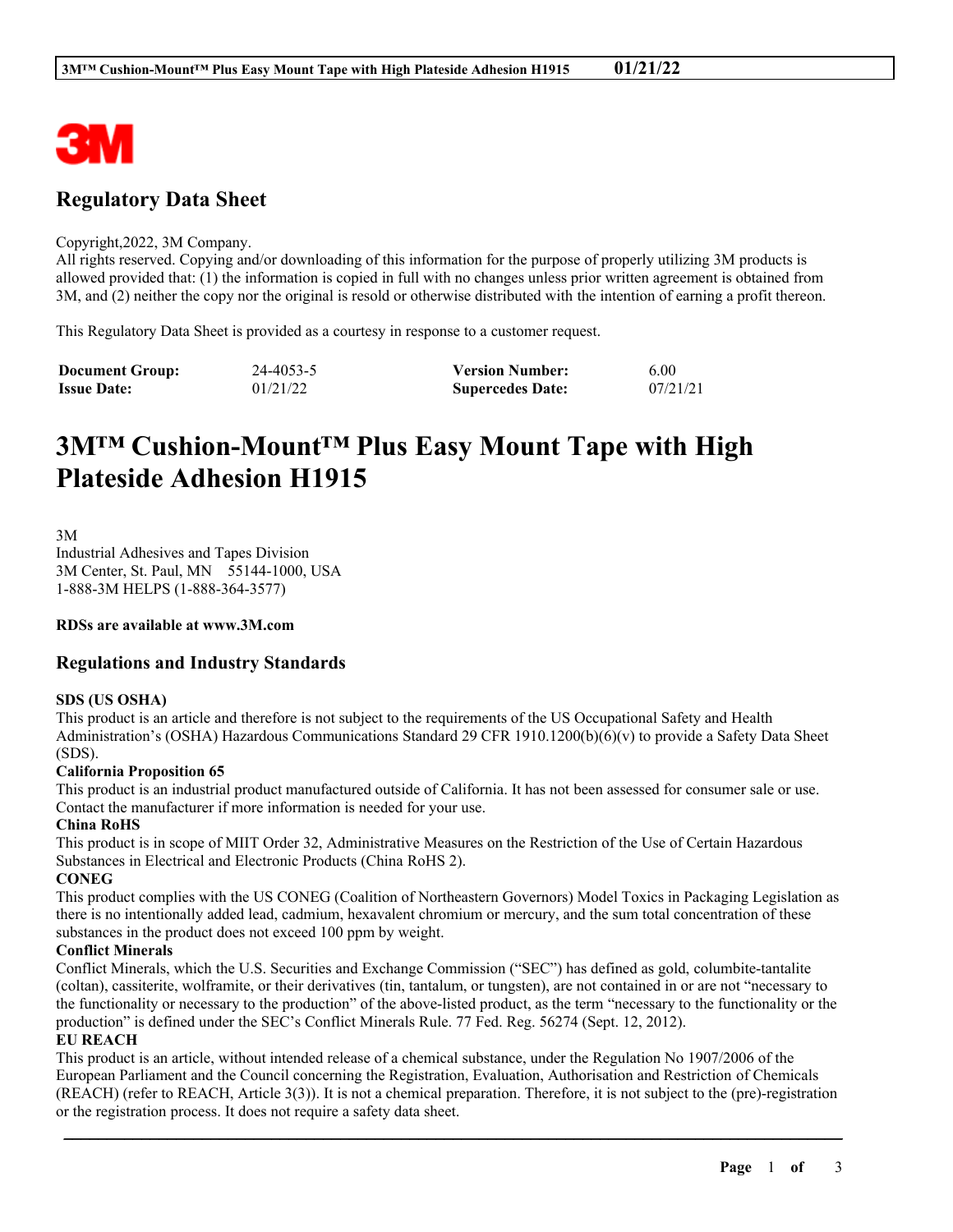## Regulatory Data Sheet

Copyright,2022, 3M Company.
All rights reserved. Copying and/or downloading of this information for the purpose of properly utilizing 3M products is allowed provided that: (1) the information is copied in full with no changes unless prior written agreement is obtained from 3M, and (2) neither the copy nor the original is resold or otherwise distributed with the intention of earning a profit thereon.

This Regulatory Data Sheet is provided as a courtesy in response to a customer request.

| | | | |
|---|---|---|---|
| **Document Group:** | 24-4053-5 | **Version Number:** | 6.00 |
| **Issue Date:** | 01/21/22 | **Supercedes Date:** | 07/21/21 |

# 3M™ Cushion-Mount™ Plus Easy Mount Tape with High Plateside Adhesion H1915

3M
Industrial Adhesives and Tapes Division
3M Center, St. Paul, MN 55144-1000, USA
1-888-3M HELPS (1-888-364-3577)

**RDSs are available at www.3M.com**

## Regulations and Industry Standards

**SDS (US OSHA)**
This product is an article and therefore is not subject to the requirements of the US Occupational Safety and Health Administration's (OSHA) Hazardous Communications Standard 29 CFR 1910.1200(b)(6)(v) to provide a Safety Data Sheet (SDS).

**California Proposition 65**
This product is an industrial product manufactured outside of California. It has not been assessed for consumer sale or use. Contact the manufacturer if more information is needed for your use.

**China RoHS**
This product is in scope of MIIT Order 32, Administrative Measures on the Restriction of the Use of Certain Hazardous Substances in Electrical and Electronic Products (China RoHS 2).

**CONEG**
This product complies with the US CONEG (Coalition of Northeastern Governors) Model Toxics in Packaging Legislation as there is no intentionally added lead, cadmium, hexavalent chromium or mercury, and the sum total concentration of these substances in the product does not exceed 100 ppm by weight.

**Conflict Minerals**
Conflict Minerals, which the U.S. Securities and Exchange Commission ("SEC") has defined as gold, columbite-tantalite (coltan), cassiterite, wolframite, or their derivatives (tin, tantalum, or tungsten), are not contained in or are not "necessary to the functionality or necessary to the production" of the above-listed product, as the term "necessary to the functionality or the production" is defined under the SEC's Conflict Minerals Rule. 77 Fed. Reg. 56274 (Sept. 12, 2012).

**EU REACH**
This product is an article, without intended release of a chemical substance, under the Regulation No 1907/2006 of the European Parliament and the Council concerning the Registration, Evaluation, Authorisation and Restriction of Chemicals (REACH) (refer to REACH, Article 3(3)). It is not a chemical preparation. Therefore, it is not subject to the (pre)-registration or the registration process. It does not require a safety data sheet.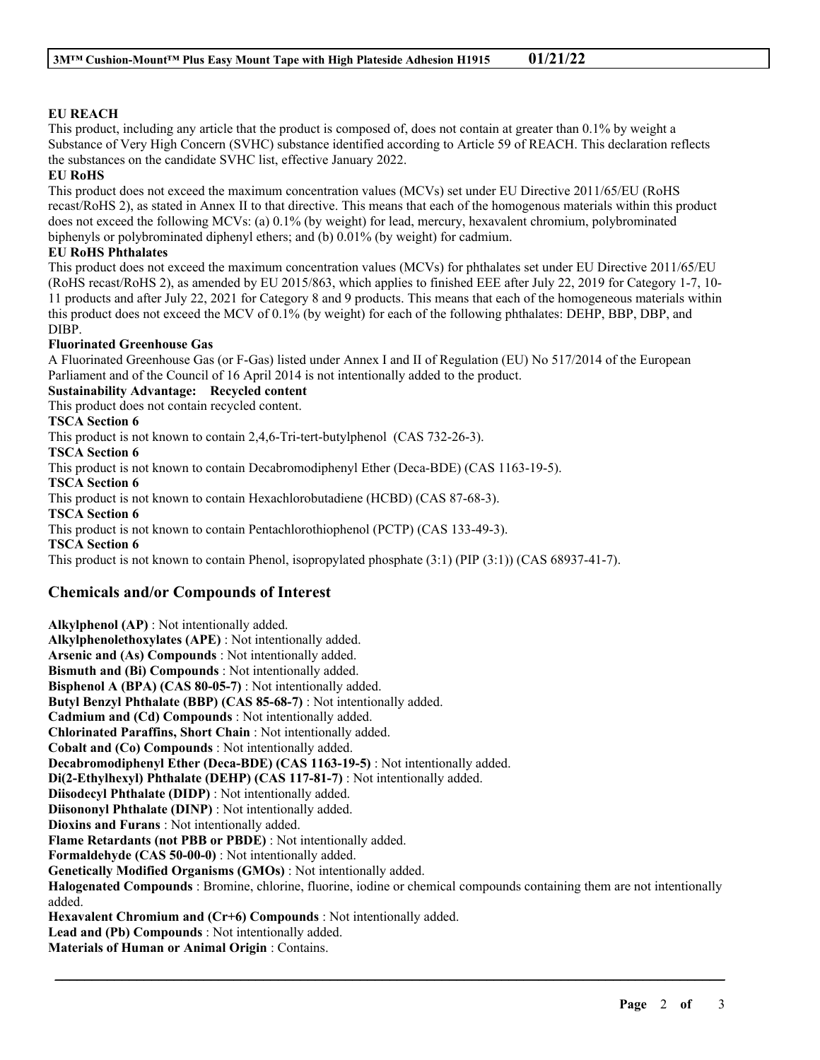**EU REACH**

This product, including any article that the product is composed of, does not contain at greater than 0.1% by weight a Substance of Very High Concern (SVHC) substance identified according to Article 59 of REACH. This declaration reflects the substances on the candidate SVHC list, effective January 2022.

**EU RoHS**

This product does not exceed the maximum concentration values (MCVs) set under EU Directive 2011/65/EU (RoHS recast/RoHS 2), as stated in Annex II to that directive. This means that each of the homogenous materials within this product does not exceed the following MCVs: (a) 0.1% (by weight) for lead, mercury, hexavalent chromium, polybrominated biphenyls or polybrominated diphenyl ethers; and (b) 0.01% (by weight) for cadmium.

**EU RoHS Phthalates**

This product does not exceed the maximum concentration values (MCVs) for phthalates set under EU Directive 2011/65/EU (RoHS recast/RoHS 2), as amended by EU 2015/863, which applies to finished EEE after July 22, 2019 for Category 1-7, 10-11 products and after July 22, 2021 for Category 8 and 9 products. This means that each of the homogeneous materials within this product does not exceed the MCV of 0.1% (by weight) for each of the following phthalates: DEHP, BBP, DBP, and DIBP.

**Fluorinated Greenhouse Gas**

A Fluorinated Greenhouse Gas (or F-Gas) listed under Annex I and II of Regulation (EU) No 517/2014 of the European Parliament and of the Council of 16 April 2014 is not intentionally added to the product.

**Sustainability Advantage: Recycled content**

This product does not contain recycled content.

**TSCA Section 6**

This product is not known to contain 2,4,6-Tri-tert-butylphenol (CAS 732-26-3).

**TSCA Section 6**

This product is not known to contain Decabromodiphenyl Ether (Deca-BDE) (CAS 1163-19-5).

**TSCA Section 6**

This product is not known to contain Hexachlorobutadiene (HCBD) (CAS 87-68-3).

**TSCA Section 6**

This product is not known to contain Pentachlorothiophenol (PCTP) (CAS 133-49-3).

**TSCA Section 6**

This product is not known to contain Phenol, isopropylated phosphate (3:1) (PIP (3:1)) (CAS 68937-41-7).

## Chemicals and/or Compounds of Interest

**Alkylphenol (AP)** : Not intentionally added.
**Alkylphenolethoxylates (APE)** : Not intentionally added.
**Arsenic and (As) Compounds** : Not intentionally added.
**Bismuth and (Bi) Compounds** : Not intentionally added.
**Bisphenol A (BPA) (CAS 80-05-7)** : Not intentionally added.
**Butyl Benzyl Phthalate (BBP) (CAS 85-68-7)** : Not intentionally added.
**Cadmium and (Cd) Compounds** : Not intentionally added.
**Chlorinated Paraffins, Short Chain** : Not intentionally added.
**Cobalt and (Co) Compounds** : Not intentionally added.
**Decabromodiphenyl Ether (Deca-BDE) (CAS 1163-19-5)** : Not intentionally added.
**Di(2-Ethylhexyl) Phthalate (DEHP) (CAS 117-81-7)** : Not intentionally added.
**Diisodecyl Phthalate (DIDP)** : Not intentionally added.
**Diisononyl Phthalate (DINP)** : Not intentionally added.
**Dioxins and Furans** : Not intentionally added.
**Flame Retardants (not PBB or PBDE)** : Not intentionally added.
**Formaldehyde (CAS 50-00-0)** : Not intentionally added.
**Genetically Modified Organisms (GMOs)** : Not intentionally added.
**Halogenated Compounds** : Bromine, chlorine, fluorine, iodine or chemical compounds containing them are not intentionally added.
**Hexavalent Chromium and (Cr+6) Compounds** : Not intentionally added.
**Lead and (Pb) Compounds** : Not intentionally added.
**Materials of Human or Animal Origin** : Contains.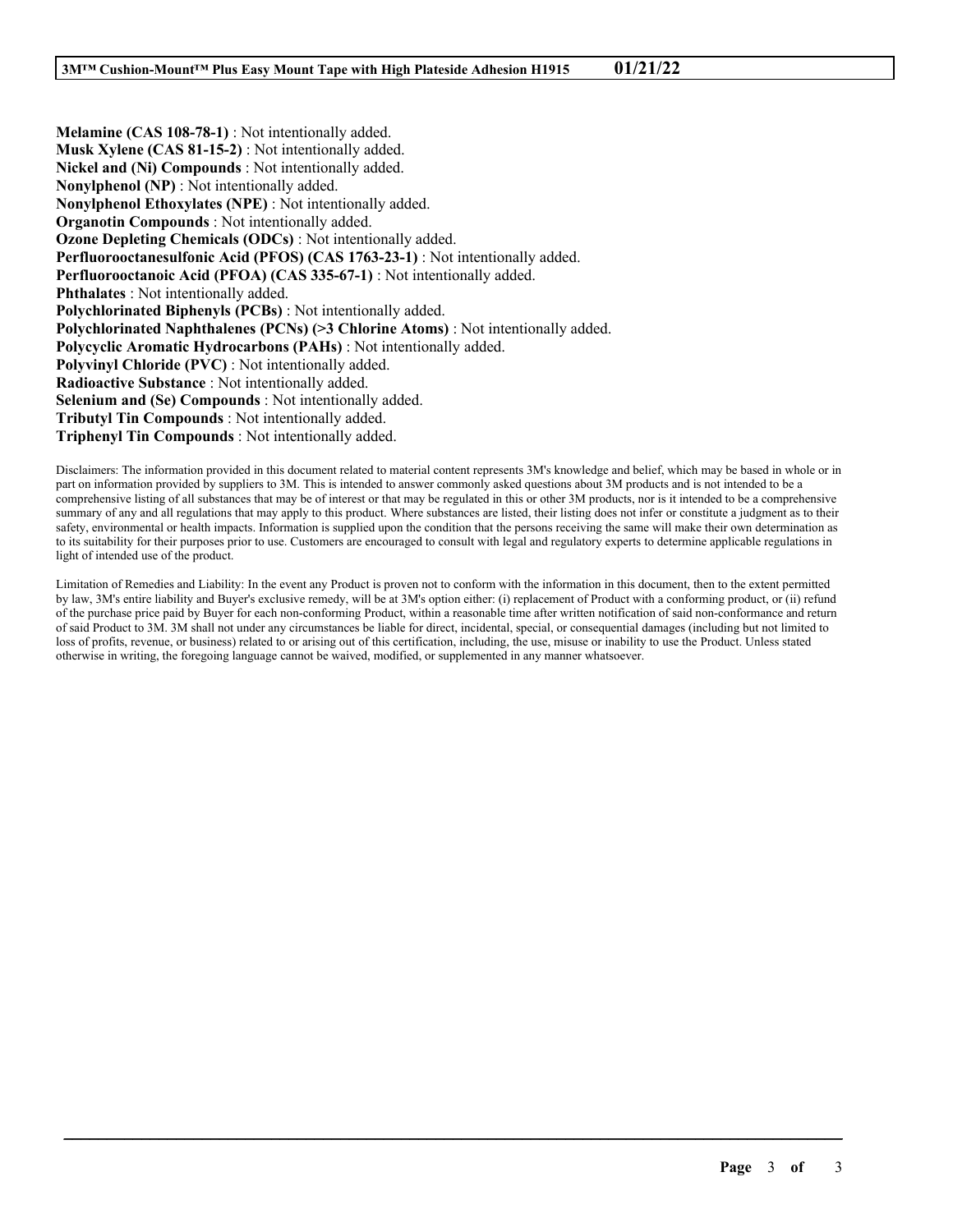**Melamine (CAS 108-78-1)** : Not intentionally added.
**Musk Xylene (CAS 81-15-2)** : Not intentionally added.
**Nickel and (Ni) Compounds** : Not intentionally added.
**Nonylphenol (NP)** : Not intentionally added.
**Nonylphenol Ethoxylates (NPE)** : Not intentionally added.
**Organotin Compounds** : Not intentionally added.
**Ozone Depleting Chemicals (ODCs)** : Not intentionally added.
**Perfluorooctanesulfonic Acid (PFOS) (CAS 1763-23-1)** : Not intentionally added.
**Perfluorooctanoic Acid (PFOA) (CAS 335-67-1)** : Not intentionally added.
**Phthalates** : Not intentionally added.
**Polychlorinated Biphenyls (PCBs)** : Not intentionally added.
**Polychlorinated Naphthalenes (PCNs) (>3 Chlorine Atoms)** : Not intentionally added.
**Polycyclic Aromatic Hydrocarbons (PAHs)** : Not intentionally added.
**Polyvinyl Chloride (PVC)** : Not intentionally added.
**Radioactive Substance** : Not intentionally added.
**Selenium and (Se) Compounds** : Not intentionally added.
**Tributyl Tin Compounds** : Not intentionally added.
**Triphenyl Tin Compounds** : Not intentionally added.

Disclaimers: The information provided in this document related to material content represents 3M's knowledge and belief, which may be based in whole or in part on information provided by suppliers to 3M. This is intended to answer commonly asked questions about 3M products and is not intended to be a comprehensive listing of all substances that may be of interest or that may be regulated in this or other 3M products, nor is it intended to be a comprehensive summary of any and all regulations that may apply to this product. Where substances are listed, their listing does not infer or constitute a judgment as to their safety, environmental or health impacts. Information is supplied upon the condition that the persons receiving the same will make their own determination as to its suitability for their purposes prior to use. Customers are encouraged to consult with legal and regulatory experts to determine applicable regulations in light of intended use of the product.

Limitation of Remedies and Liability: In the event any Product is proven not to conform with the information in this document, then to the extent permitted by law, 3M's entire liability and Buyer's exclusive remedy, will be at 3M's option either: (i) replacement of Product with a conforming product, or (ii) refund of the purchase price paid by Buyer for each non-conforming Product, within a reasonable time after written notification of said non-conformance and return of said Product to 3M. 3M shall not under any circumstances be liable for direct, incidental, special, or consequential damages (including but not limited to loss of profits, revenue, or business) related to or arising out of this certification, including, the use, misuse or inability to use the Product. Unless stated otherwise in writing, the foregoing language cannot be waived, modified, or supplemented in any manner whatsoever.